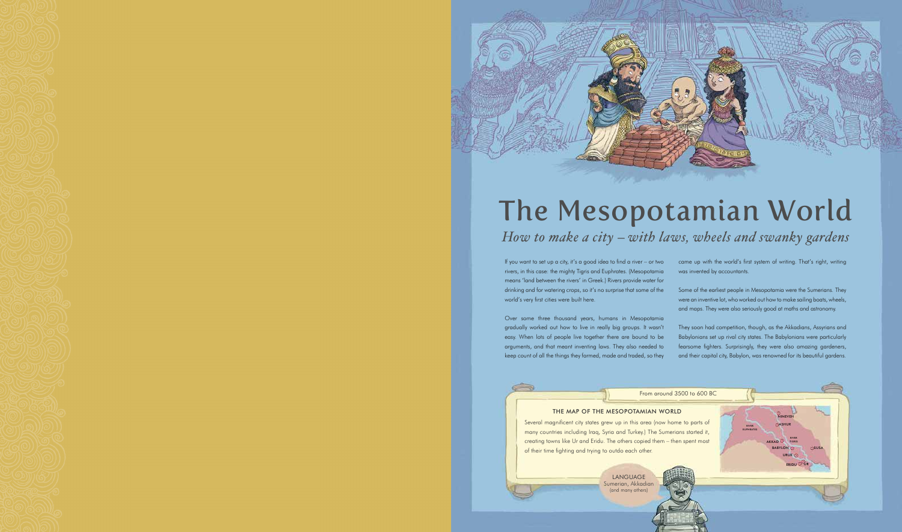# The Mesopotamian World

## *How to make a city – with laws, wheels and swanky gardens*

If you want to set up a city, it's a good idea to find a river – or two rivers, in this case: the mighty Tigris and Euphrates. (Mesopotamia means 'land between the rivers' in Greek.) Rivers provide water for drinking and for watering crops, so it's no surprise that some of the world's very first cities were built here.

Over some three thousand years, humans in Mesopotamia gradually worked out how to live in really big groups. It wasn't easy. When lots of people live together there are bound to be arguments, and that meant inventing laws. They also needed to keep count of all the things they farmed, made and traded, so they came up with the world's first system of writing. That's right, writing was invented by accountants.

Some of the earliest people in Mesopotamia were the Sumerians. They were an inventive lot, who worked out how to make sailing boats, wheels, and maps. They were also seriously good at maths and astronomy.

They soon had competition, though, as the Akkadians, Assyrians and Babylonians set up rival city states. The Babylonians were particularly fearsome fighters. Surprisingly, they were also amazing gardeners, and their capital city, Babylon, was renowned for its beautiful gardens.

From around 3500 to 600 BC

### THE MAP OF THE MESOPOTAMIAN WORLD

Several magnificent city states grew up in this area (now home to parts of many countries including Iraq, Syria and Turkey.) The Sumerians started it, creating towns like Ur and Eridu. The others copied them – then spent most of their time fighting and trying to outdo each other.

NINEVEH, ASHUR, RIVER EUPHRATES, RIVER TIGRIS, AKKAD, BABYLON, SUSA, URUK, ERIDU, UR

LANGUAGE
Sumerian, Akkadian
(and many others)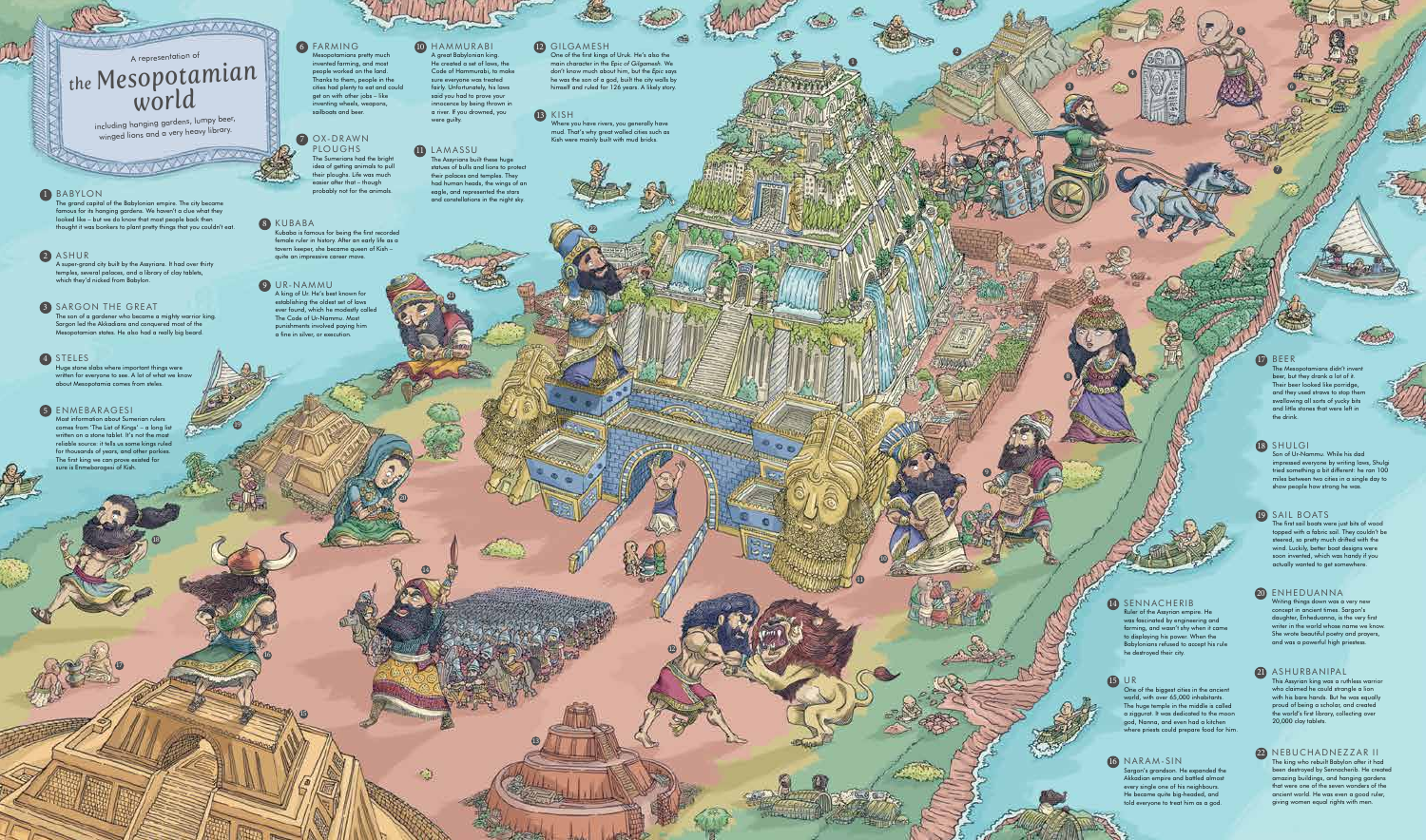A representation of

# the Mesopotamian world

including hanging gardens, lumpy beer, winged lions and a very heavy library.

## 1 BABYLON

The grand capital of the Babylonian empire. The city became famous for its hanging gardens. We haven't a clue what they looked like – but we do know that most people back then thought it was bonkers to plant pretty things that you couldn't eat.

## 2 ASHUR

A super-grand city built by the Assyrians. It had over thirty temples, several palaces, and a library of clay tablets, which they'd nicked from Babylon.

## 3 SARGON THE GREAT

The son of a gardener who became a mighty warrior king. Sargon led the Akkadians and conquered most of the Mesopotamian states. He also had a really big beard.

## 4 STELES

Huge stone slabs where important things were written for everyone to see. A lot of what we know about Mesopotamia comes from steles.

## 5 ENMEBARAGESI

Most information about Sumerian rulers comes from 'The List of Kings' – a long list written on a stone tablet. It's not the most reliable source: it tells us some kings ruled for thousands of years, and other porkies. The first king we can prove existed for sure is Enmebaragesi of Kish.

## 6 FARMING

Mesopotamians pretty much invented farming, and most people worked on the land. Thanks to them, people in the cities had plenty to eat and could get on with other jobs – like inventing wheels, weapons, sailboats and beer.

## 7 OX-DRAWN PLOUGHS

The Sumerians had the bright idea of getting animals to pull their ploughs. Life was much easier after that – though probably not for the animals.

## 8 KUBABA

Kubaba is famous for being the first recorded female ruler in history. After an early life as a tavern keeper, she became queen of Kish – quite an impressive career move.

## 9 UR-NAMMU

A king of Ur. He's best known for establishing the oldest set of laws ever found, which he modestly called The Code of Ur-Nammu. Most punishments involved paying him a fine in silver, or execution.

## 10 HAMMURABI

A great Babylonian king. He created a set of laws, the Code of Hammurabi, to make sure everyone was treated fairly. Unfortunately, his laws said you had to prove your innocence by being thrown in a river. If you drowned, you were guilty.

## 11 LAMASSU

The Assyrians built these huge statues of bulls and lions to protect their palaces and temples. They had human heads, the wings of an eagle, and represented the stars and constellations in the night sky.

## 12 GILGAMESH

One of the first kings of Uruk. He's also the main character in the Epic of *Gilgamesh*. We don't know much about him, but the *Epic* says he was the son of a god, built the city walls by himself and ruled for 126 years. A likely story.

## 13 KISH

Where you have rivers, you generally have mud. That's why great walled cities such as Kish were mainly built with mud bricks.

## 14 SENNACHERIB

Ruler of the Assyrian empire. He was fascinated by engineering and farming, and wasn't shy when it came to displaying his power. When the Babylonians refused to accept his rule he destroyed their city.

## 15 UR

One of the biggest cities in the ancient world, with over 65,000 inhabitants. The huge temple in the middle is called a ziggurat. It was dedicated to the moon god, Nanna, and even had a kitchen where priests could prepare food for him.

## 16 NARAM-SIN

Sargon's grandson. He expanded the Akkadian empire and battled almost every single one of his neighbours. He became quite big-headed, and told everyone to treat him as a god.

## 17 BEER

The Mesopotamians didn't invent beer, but they drank a lot of it. Their beer looked like porridge, and they used straws to stop them swallowing all sorts of yucky bits and little stones that were left in the drink.

## 18 SHULGI

Son of Ur-Nammu. While his dad impressed everyone by writing laws, Shulgi tried something a bit different: he ran 100 miles between two cities in a single day to show people how strong he was.

## 19 SAIL BOATS

The first sail boats were just bits of wood topped with a fabric sail. They couldn't be steered, so pretty much drifted with the wind. Luckily, better boat designs were soon invented, which was handy if you actually wanted to get somewhere.

## 20 ENHEDUANNA

Writing things down was a very new concept in ancient times. Sargon's daughter, Enheduanna, is the very first writer in the world whose name we know. She wrote beautiful poetry and prayers, and was a powerful high priestess.

## 21 ASHURBANIPAL

This Assyrian king was a ruthless warrior who claimed he could strangle a lion with his bare hands. But he was equally proud of being a scholar, and created the world's first library, collecting over 20,000 clay tablets.

## 22 NEBUCHADNEZZAR II

The king who rebuilt Babylon after it had been destroyed by Sennacherib. He created amazing buildings, and hanging gardens that were one of the seven wonders of the ancient world. He was even a good ruler, giving women equal rights with men.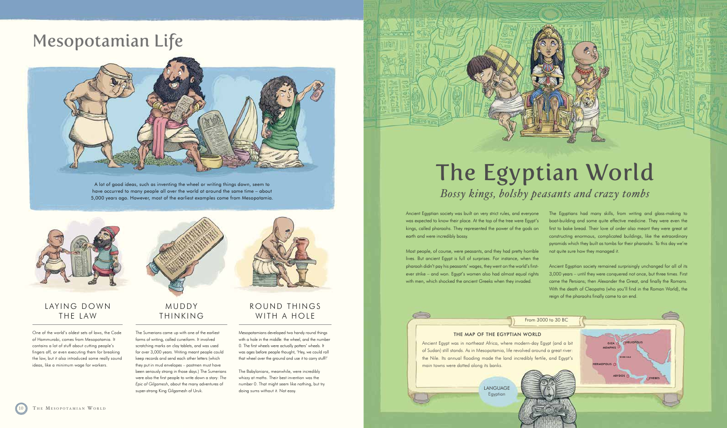# Mesopotamian Life

A lot of good ideas, such as inventing the wheel or writing things down, seem to have occurred to many people all over the world at around the same time – about 5,000 years ago. However, most of the earliest examples come from Mesopotamia.

## LAYING DOWN THE LAW

One of the world's oldest sets of laws, the Code of Hammurabi, comes from Mesopotamia. It contains a lot of stuff about cutting people's fingers off, or even executing them for breaking the law, but it also introduced some really sound ideas, like a minimum wage for workers.

## MUDDY THINKING

The Sumerians came up with one of the earliest forms of writing, called cuneiform. It involved scratching marks on clay tablets, and was used for over 3,000 years. Writing meant people could keep records and send each other letters (which they put in mud envelopes – postmen must have been seriously strong in those days.) The Sumerians were also the first people to write down a story: *The Epic of Gilgamesh*, about the many adventures of super-strong King Gilgamesh of Uruk.

## ROUND THINGS WITH A HOLE

Mesopotamians developed two handy round things with a hole in the middle: the wheel, and the number 0. The first wheels were actually potters' wheels. It was ages before people thought, 'Hey, we could roll that wheel over the ground and use it to carry stuff!'

The Babylonians, meanwhile, were incredibly whizzy at maths. Their best invention was the number 0. That might seem like nothing, but try doing sums without it. Not easy.

# The Egyptian World

*Bossy kings, bolshy peasants and crazy tombs*

Ancient Egyptian society was built on very strict rules, and everyone was expected to know their place. At the top of the tree were Egypt's kings, called pharaohs. They represented the power of the gods on earth and were incredibly bossy.

Most people, of course, were peasants, and they had pretty horrible lives. But ancient Egypt is full of surprises. For instance, when the pharaoh didn't pay his peasants' wages, they went on the world's first-ever strike – and won. Egypt's women also had almost equal rights with men, which shocked the ancient Greeks when they invaded.

The Egyptians had many skills, from writing and glass-making to boat-building and some quite effective medicine. They were even the first to bake bread. Their love of order also meant they were great at constructing enormous, complicated buildings, like the extraordinary pyramids which they built as tombs for their pharaohs. To this day we're not quite sure how they managed it.

Ancient Egyptian society remained surprisingly unchanged for all of its 3,000 years – until they were conquered not once, but three times. First came the Persians; then Alexander the Great, and finally the Romans. With the death of Cleopatra (who you'll find in the Roman World), the reign of the pharaohs finally came to an end.

From 3000 to 30 BC

### THE MAP OF THE EGYPTIAN WORLD

Ancient Egypt was in northeast Africa, where modern-day Egypt (and a bit of Sudan) still stands. As in Mesopotamia, life revolved around a great river: the Nile. Its annual flooding made the land incredibly fertile, and Egypt's main towns were dotted along its banks.

GIZA, HELIOPOLIS, MEMPHIS, RIVER NILE, HERMOPOLIS, ABYDOS, THEBES

LANGUAGE
Egyptian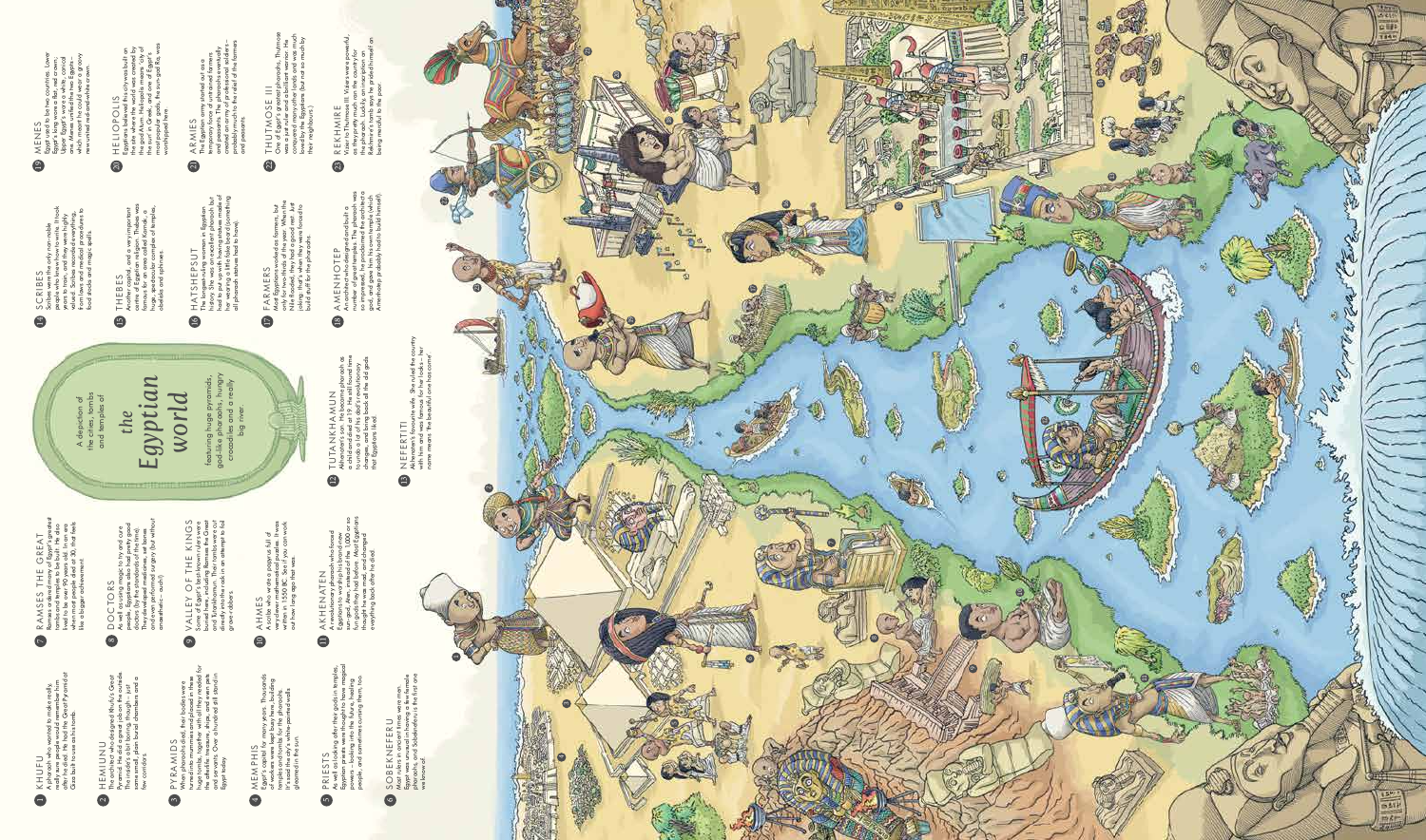# the Egyptian world

A depiction of the cities, tombs and temples of

featuring huge pyramids, god-like pharaohs, hungry crocodiles and a really big river.

1 KHUFU
A pharaoh who wanted to make really, really sure people would remember him after his death. He had the Great Pyramid at Giza built to use as his tomb.

2 HEMIUNU
The architect who designed Khufu's Great Pyramid, including its mazy inner passages. The insides a bit boring, though – just some small, plain burial chambers and a few corridors.

3 PYRAMIDS
When pharaohs died, their bodies were turned into mummies and placed in these huge tombs, together with all they needed for the afterlife: treasure, shoes, and even pets and servants. Over a hundred still stand in Egypt today.

4 MEMPHIS
Egypt's capital for many years. Thousands of workers were kept busy here, building temples, palaces, tombs and statues. It's said the city's white-painted walls gleamed in the sun.

5 PRIESTS
As well as looking after their gods in temples, some priests were thought to have magical powers – looking into the future, healing people, and sometimes cursing them, too.

6 SOBEKNEFERU
Female rulers in ancient times were rare. Egypt was unusual in having a few female pharaohs, and Sobekneferu is the first one we know of.

7 RAMSES THE GREAT
Ramses ordered many of Egypt's greatest tombs and temples to be built. He also lived to be over 90 years old. It can see when most people died at 30, that feels like a bigger achievement.

8 DOCTORS
Doctors used surgery and magic to try and cure people. Egyptians also had pretty good doctors (by the standards of the time). They developed medicines, set bones and even performed surgery (but without anaesthetic – ouch!)

9 VALLEY OF THE KINGS
Some of Egypt's best-known rulers were buried here, including Ramses the Great and Tutankhamun. Their tombs were cut directly into the rock in an attempt to foil grave-robbers.

10 AHMES
A scribe who wrote a papyrus full of very hard maths problems. This was written in 1550 BC. See if you can work out how long ago that was.

11 AKHENATEN
A revolutionary pharaoh who forced Egyptians to worship his brand new sun-god, Aten, instead of the 1,000 or so familiar gods they had before. Most Egyptians thought he was mad, and changed everything back after he died.

12 TUTANKHAMUN
Akhenaten's son. He became pharaoh as a child and died at 19. He still found time to undo a lot of his dad's revolutionary changes, and bring back all the old gods that Egyptians liked.

13 NEFERTITI
Akhenaten's favourite wife. She ruled the country with him and was famous for her looks – her name means 'the beautiful one has come'.

14 SCRIBES
Scribes were the only non-noble people who knew how to write. It took years to learn, and they were highly valued. Scribes recorded everything, from laws and medical procedures to food stocks and magic spells.

15 THEBES
Another capital, and a very important centre of Egyptian religion. Thebes was famous for an area called Karnak, a huge, spectacular complex of temples, obelisks and sphinxes.

16 HATSHEPSUT
The longest-ruling woman in Egyptian history. She was powerful and rich, but had to put up with having statues made of her wearing a little false beard (something all pharaoh statues had to have).

17 FARMERS
Most Egyptians worked as farmers, but only for two-thirds of the year. When the Nile flooded, they had a good rest. Just joking: that's when they were forced to build stuff for the pharaohs.

18 AMENHOTEP
An architect who designed and built a number of great temples. The pharaoh was so impressed, he proclaimed the architect a god too, and gave him a temple, which Amenhotep probably had to build himself.

19 MENES
Egypt used to be two countries. Lower Egypt's king wore a flat, red crown; Upper Egypt's wore a white, vase-like one. Menes united the two Egypts – which meant he could wear a groovy new united red-and-white crown.

20 HELIOPOLIS
Egyptians believed this city was built on the site where the world was created by the god Atum. Heliopolis means 'city of the sun' in Greek, and one of Egypt's most popular gods, the sun-god Ra, was worshipped here.

21 ARMIES
The Egyptian army started out as a temporary force of untrained farmers and peasants. The pharaohs eventually created a large and professional army – probably much to the relief of the farmers and peasants.

22 THUTMOSE III
One of Egypt's greatest pharaohs, Thutmose was a just ruler and a brilliant warrior. He conquered many other lands and was much loved by the Egyptians (but not so much by their neighbours).

23 REKHMIRE
Vizier to Thutmose III. Viziers were powerful, as they pretty much ran the country for the pharaoh. Luckily, an inscription on Rekhmire's tomb says he prided himself on being merciful to the poor.